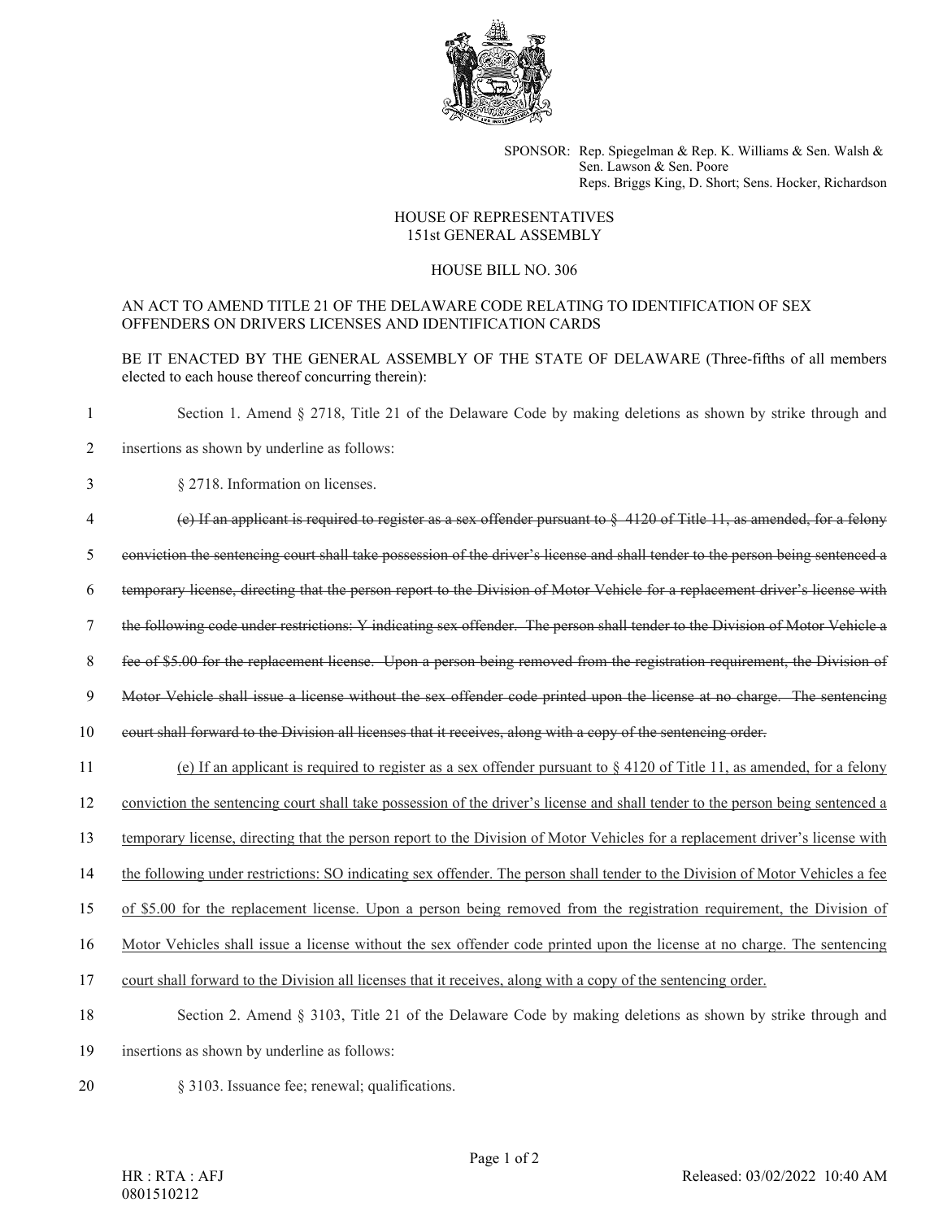SPONSOR: Rep. Spiegelman & Rep. K. Williams & Sen. Walsh & Sen. Lawson & Sen. Poore
Reps. Briggs King, D. Short; Sens. Hocker, Richardson

HOUSE OF REPRESENTATIVES
151st GENERAL ASSEMBLY

HOUSE BILL NO. 306

AN ACT TO AMEND TITLE 21 OF THE DELAWARE CODE RELATING TO IDENTIFICATION OF SEX OFFENDERS ON DRIVERS LICENSES AND IDENTIFICATION CARDS

BE IT ENACTED BY THE GENERAL ASSEMBLY OF THE STATE OF DELAWARE (Three-fifths of all members elected to each house thereof concurring therein):

1 Section 1. Amend § 2718, Title 21 of the Delaware Code by making deletions as shown by strike through and
2 insertions as shown by underline as follows:

3 § 2718. Information on licenses.

4 ~~(e) If an applicant is required to register as a sex offender pursuant to § 4120 of Title 11, as amended, for a felony~~
5 ~~conviction the sentencing court shall take possession of the driver's license and shall tender to the person being sentenced a~~
6 ~~temporary license, directing that the person report to the Division of Motor Vehicle for a replacement driver's license with~~
7 ~~the following code under restrictions: Y indicating sex offender. The person shall tender to the Division of Motor Vehicle a~~
8 ~~fee of $5.00 for the replacement license. Upon a person being removed from the registration requirement, the Division of~~
9 ~~Motor Vehicle shall issue a license without the sex offender code printed upon the license at no charge. The sentencing~~
10 ~~court shall forward to the Division all licenses that it receives, along with a copy of the sentencing order.~~

11 <u>(e) If an applicant is required to register as a sex offender pursuant to § 4120 of Title 11, as amended, for a felony</u>
12 <u>conviction the sentencing court shall take possession of the driver's license and shall tender to the person being sentenced a</u>
13 <u>temporary license, directing that the person report to the Division of Motor Vehicles for a replacement driver's license with</u>
14 <u>the following under restrictions: SO indicating sex offender. The person shall tender to the Division of Motor Vehicles a fee</u>
15 <u>of $5.00 for the replacement license. Upon a person being removed from the registration requirement, the Division of</u>
16 <u>Motor Vehicles shall issue a license without the sex offender code printed upon the license at no charge. The sentencing</u>
17 <u>court shall forward to the Division all licenses that it receives, along with a copy of the sentencing order.</u>

18 Section 2. Amend § 3103, Title 21 of the Delaware Code by making deletions as shown by strike through and
19 insertions as shown by underline as follows:

20 § 3103. Issuance fee; renewal; qualifications.

HR : RTA : AFJ
0801510212

Released: 03/02/2022 10:40 AM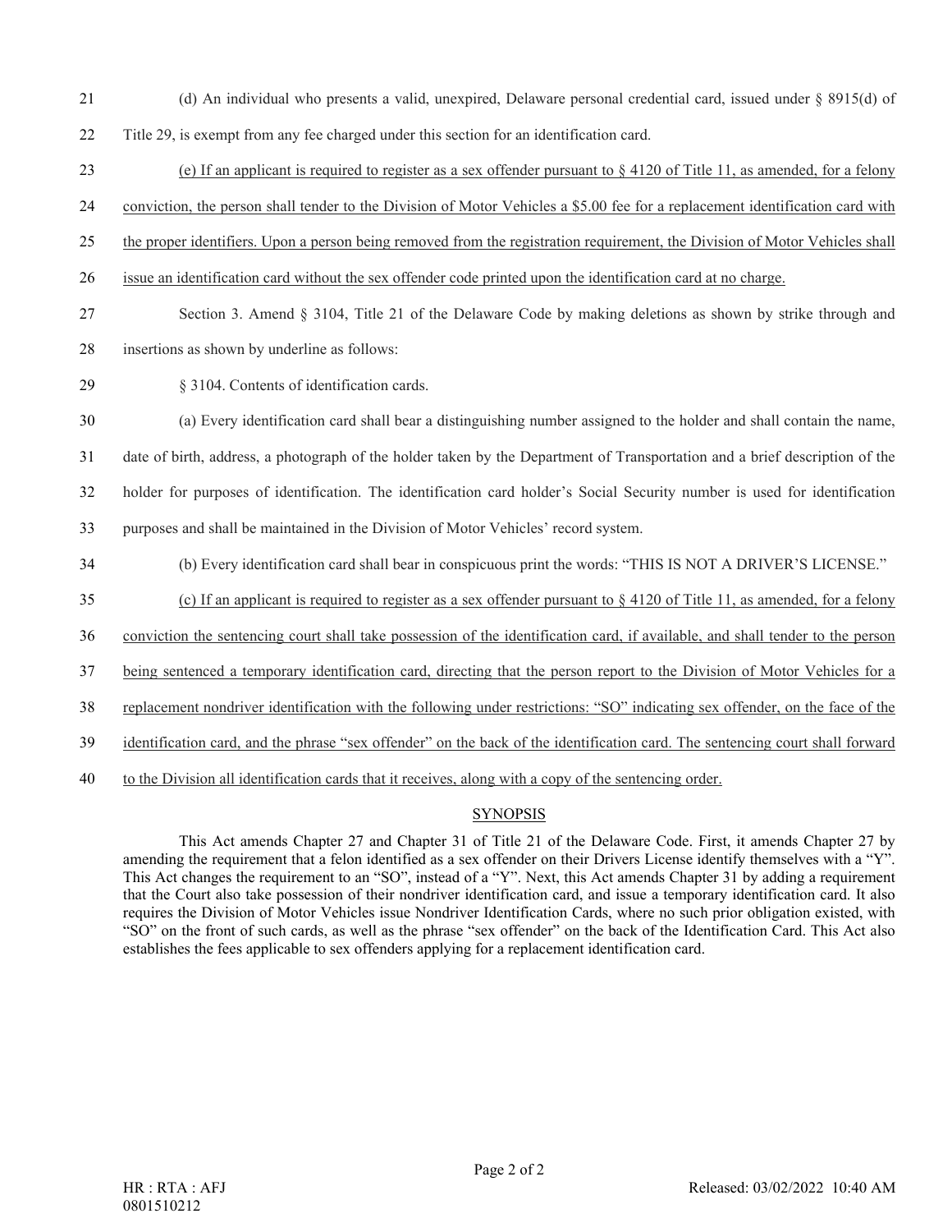(d) An individual who presents a valid, unexpired, Delaware personal credential card, issued under § 8915(d) of Title 29, is exempt from any fee charged under this section for an identification card.

<u>(e) If an applicant is required to register as a sex offender pursuant to § 4120 of Title 11, as amended, for a felony conviction, the person shall tender to the Division of Motor Vehicles a $5.00 fee for a replacement identification card with the proper identifiers. Upon a person being removed from the registration requirement, the Division of Motor Vehicles shall issue an identification card without the sex offender code printed upon the identification card at no charge.</u>

Section 3. Amend § 3104, Title 21 of the Delaware Code by making deletions as shown by strike through and insertions as shown by underline as follows:

§ 3104. Contents of identification cards.

(a) Every identification card shall bear a distinguishing number assigned to the holder and shall contain the name, date of birth, address, a photograph of the holder taken by the Department of Transportation and a brief description of the holder for purposes of identification. The identification card holder's Social Security number is used for identification purposes and shall be maintained in the Division of Motor Vehicles' record system.

(b) Every identification card shall bear in conspicuous print the words: "THIS IS NOT A DRIVER'S LICENSE."

<u>(c) If an applicant is required to register as a sex offender pursuant to § 4120 of Title 11, as amended, for a felony conviction the sentencing court shall take possession of the identification card, if available, and shall tender to the person being sentenced a temporary identification card, directing that the person report to the Division of Motor Vehicles for a replacement nondriver identification with the following under restrictions: "SO" indicating sex offender, on the face of the identification card, and the phrase "sex offender" on the back of the identification card. The sentencing court shall forward to the Division all identification cards that it receives, along with a copy of the sentencing order.</u>

## SYNOPSIS

This Act amends Chapter 27 and Chapter 31 of Title 21 of the Delaware Code. First, it amends Chapter 27 by amending the requirement that a felon identified as a sex offender on their Drivers License identify themselves with a "Y". This Act changes the requirement to an "SO", instead of a "Y". Next, this Act amends Chapter 31 by adding a requirement that the Court also take possession of their nondriver identification card, and issue a temporary identification card. It also requires the Division of Motor Vehicles issue Nondriver Identification Cards, where no such prior obligation existed, with "SO" on the front of such cards, as well as the phrase "sex offender" on the back of the Identification Card. This Act also establishes the fees applicable to sex offenders applying for a replacement identification card.

HR : RTA : AFJ
0801510212

Released: 03/02/2022 10:40 AM